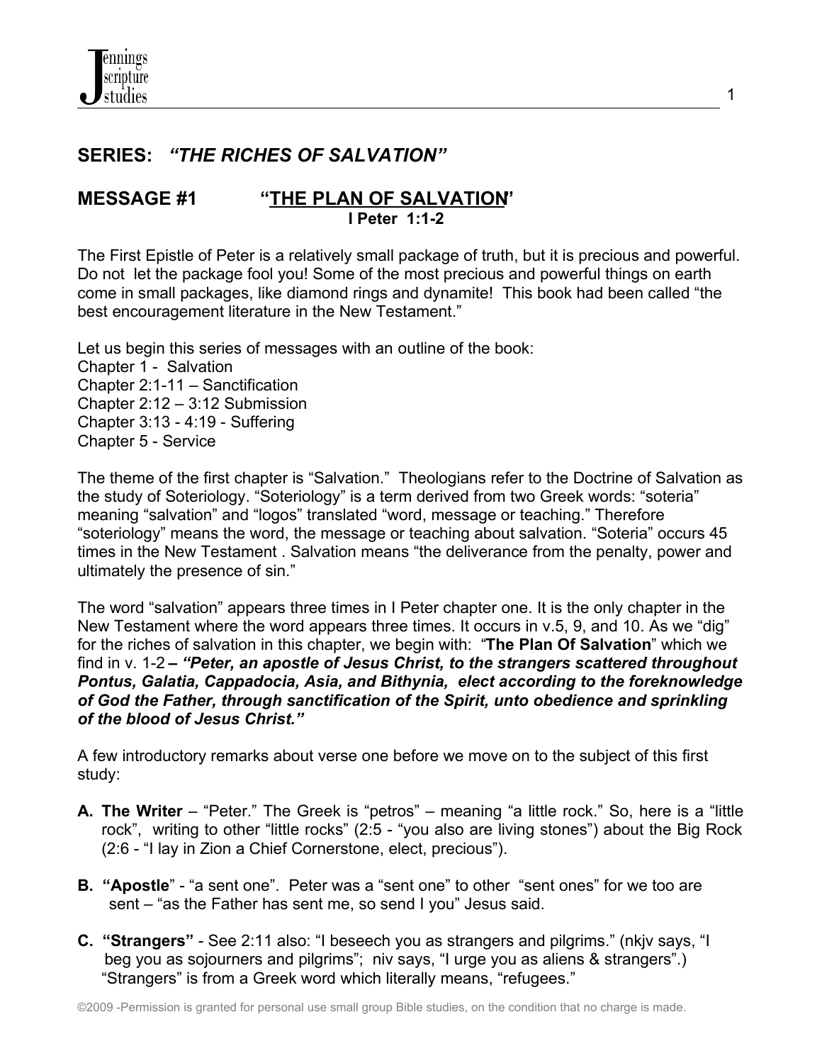## SERIES: *"THE RICHES OF SALVATION"*

## MESSAGE #1 "THE PLAN OF SALVATION'

**I Peter 1:1-2**

The First Epistle of Peter is a relatively small package of truth, but it is precious and powerful. Do not let the package fool you! Some of the most precious and powerful things on earth come in small packages, like diamond rings and dynamite! This book had been called "the best encouragement literature in the New Testament."

Let us begin this series of messages with an outline of the book:
Chapter 1 - Salvation
Chapter 2:1-11 – Sanctification
Chapter 2:12 – 3:12 Submission
Chapter 3:13 - 4:19 - Suffering
Chapter 5 - Service

The theme of the first chapter is "Salvation." Theologians refer to the Doctrine of Salvation as the study of Soteriology. "Soteriology" is a term derived from two Greek words: "soteria" meaning "salvation" and "logos" translated "word, message or teaching." Therefore "soteriology" means the word, the message or teaching about salvation. "Soteria" occurs 45 times in the New Testament . Salvation means "the deliverance from the penalty, power and ultimately the presence of sin."

The word "salvation" appears three times in I Peter chapter one. It is the only chapter in the New Testament where the word appears three times. It occurs in v.5, 9, and 10. As we "dig" for the riches of salvation in this chapter, we begin with: "**The Plan Of Salvation**" which we find in v. 1-2 **– *"Peter, an apostle of Jesus Christ, to the strangers scattered throughout Pontus, Galatia, Cappadocia, Asia, and Bithynia, elect according to the foreknowledge of God the Father, through sanctification of the Spirit, unto obedience and sprinkling of the blood of Jesus Christ."***

A few introductory remarks about verse one before we move on to the subject of this first study:

**A. The Writer** – "Peter." The Greek is "petros" – meaning "a little rock." So, here is a "little rock", writing to other "little rocks" (2:5 - "you also are living stones") about the Big Rock (2:6 - "I lay in Zion a Chief Cornerstone, elect, precious").

**B. "Apostle**" - "a sent one". Peter was a "sent one" to other "sent ones" for we too are sent – "as the Father has sent me, so send I you" Jesus said.

**C. "Strangers"** - See 2:11 also: "I beseech you as strangers and pilgrims." (nkjv says, "I beg you as sojourners and pilgrims"; niv says, "I urge you as aliens & strangers".) "Strangers" is from a Greek word which literally means, "refugees."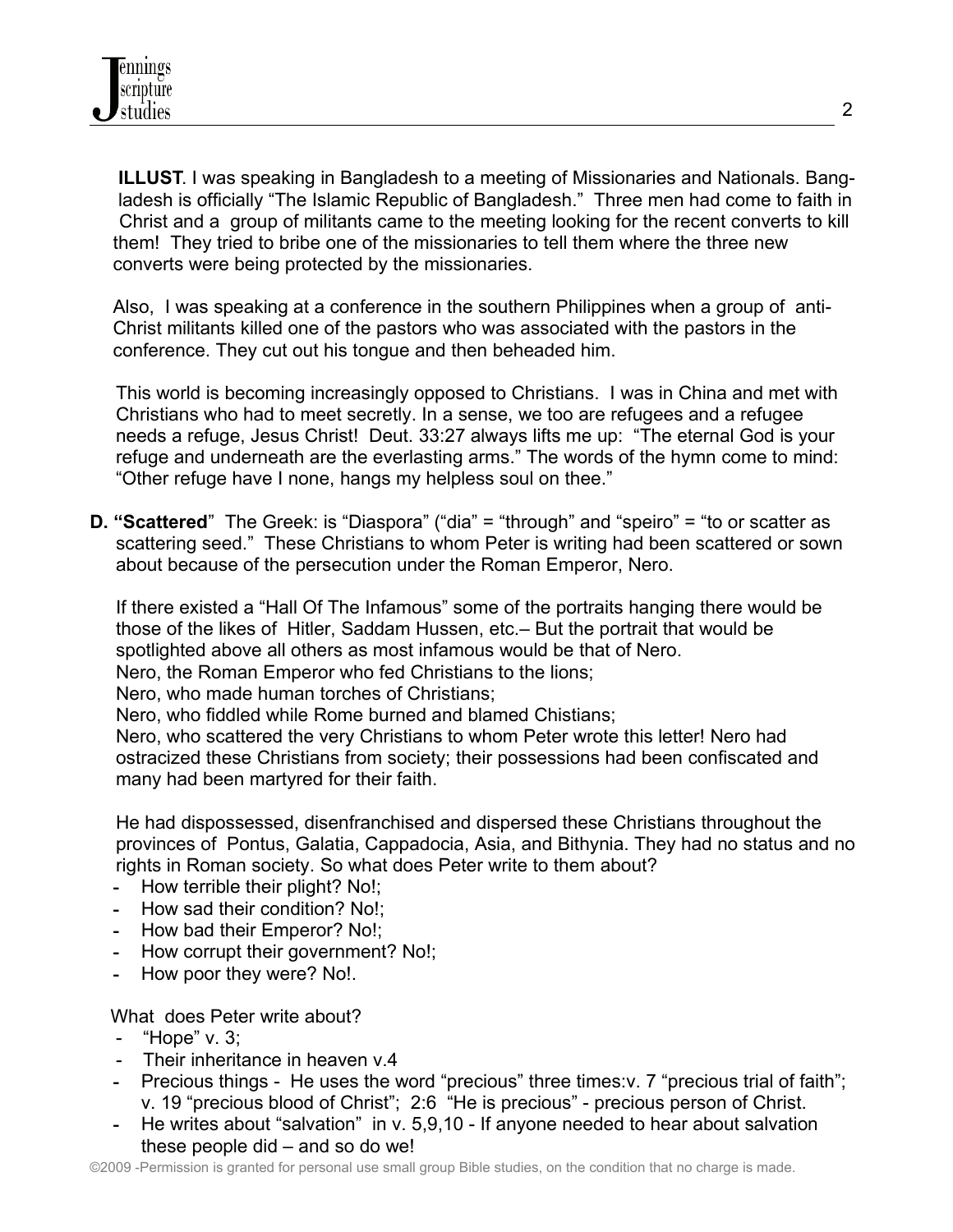**ILLUST**. I was speaking in Bangladesh to a meeting of Missionaries and Nationals. Bangladesh is officially "The Islamic Republic of Bangladesh." Three men had come to faith in Christ and a group of militants came to the meeting looking for the recent converts to kill them! They tried to bribe one of the missionaries to tell them where the three new converts were being protected by the missionaries.

Also, I was speaking at a conference in the southern Philippines when a group of anti-Christ militants killed one of the pastors who was associated with the pastors in the conference. They cut out his tongue and then beheaded him.

This world is becoming increasingly opposed to Christians. I was in China and met with Christians who had to meet secretly. In a sense, we too are refugees and a refugee needs a refuge, Jesus Christ! Deut. 33:27 always lifts me up: "The eternal God is your refuge and underneath are the everlasting arms." The words of the hymn come to mind: "Other refuge have I none, hangs my helpless soul on thee."

**D. "Scattered"** The Greek: is "Diaspora" ("dia" = "through" and "speiro" = "to or scatter as scattering seed." These Christians to whom Peter is writing had been scattered or sown about because of the persecution under the Roman Emperor, Nero.

If there existed a "Hall Of The Infamous" some of the portraits hanging there would be those of the likes of Hitler, Saddam Hussen, etc.– But the portrait that would be spotlighted above all others as most infamous would be that of Nero.
Nero, the Roman Emperor who fed Christians to the lions;
Nero, who made human torches of Christians;
Nero, who fiddled while Rome burned and blamed Chistians;
Nero, who scattered the very Christians to whom Peter wrote this letter! Nero had ostracized these Christians from society; their possessions had been confiscated and many had been martyred for their faith.

He had dispossessed, disenfranchised and dispersed these Christians throughout the provinces of Pontus, Galatia, Cappadocia, Asia, and Bithynia. They had no status and no rights in Roman society. So what does Peter write to them about?

- How terrible their plight? No!;
- How sad their condition? No!;
- How bad their Emperor? No!;
- How corrupt their government? No!;
- How poor they were? No!.

What does Peter write about?

- "Hope" v. 3;
- Their inheritance in heaven v.4
- Precious things - He uses the word "precious" three times:v. 7 "precious trial of faith"; v. 19 "precious blood of Christ"; 2:6 "He is precious" - precious person of Christ.
- He writes about "salvation" in v. 5,9,10 - If anyone needed to hear about salvation these people did – and so do we!

©2009 -Permission is granted for personal use small group Bible studies, on the condition that no charge is made.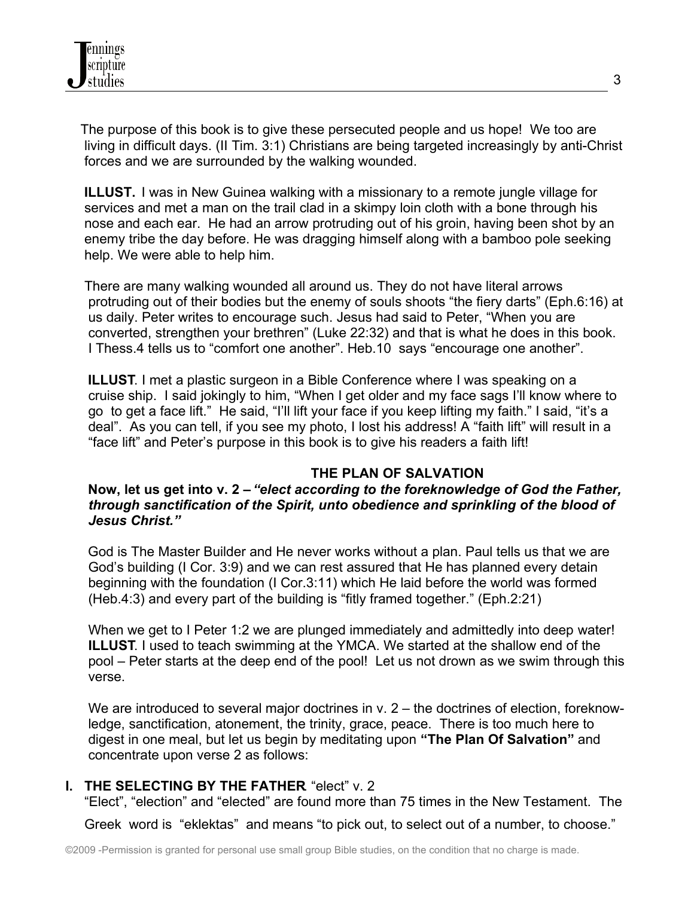The purpose of this book is to give these persecuted people and us hope! We too are living in difficult days. (II Tim. 3:1) Christians are being targeted increasingly by anti-Christ forces and we are surrounded by the walking wounded.

**ILLUST.** I was in New Guinea walking with a missionary to a remote jungle village for services and met a man on the trail clad in a skimpy loin cloth with a bone through his nose and each ear. He had an arrow protruding out of his groin, having been shot by an enemy tribe the day before. He was dragging himself along with a bamboo pole seeking help. We were able to help him.

There are many walking wounded all around us. They do not have literal arrows protruding out of their bodies but the enemy of souls shoots "the fiery darts" (Eph.6:16) at us daily. Peter writes to encourage such. Jesus had said to Peter, "When you are converted, strengthen your brethren" (Luke 22:32) and that is what he does in this book. I Thess.4 tells us to "comfort one another". Heb.10 says "encourage one another".

**ILLUST**. I met a plastic surgeon in a Bible Conference where I was speaking on a cruise ship. I said jokingly to him, "When I get older and my face sags I'll know where to go to get a face lift." He said, "I'll lift your face if you keep lifting my faith." I said, "it's a deal". As you can tell, if you see my photo, I lost his address! A "faith lift" will result in a "face lift" and Peter's purpose in this book is to give his readers a faith lift!

## THE PLAN OF SALVATION

**Now, let us get into v. 2 – *"elect according to the foreknowledge of God the Father, through sanctification of the Spirit, unto obedience and sprinkling of the blood of Jesus Christ."***

God is The Master Builder and He never works without a plan. Paul tells us that we are God's building (I Cor. 3:9) and we can rest assured that He has planned every detain beginning with the foundation (I Cor.3:11) which He laid before the world was formed (Heb.4:3) and every part of the building is "fitly framed together." (Eph.2:21)

When we get to I Peter 1:2 we are plunged immediately and admittedly into deep water! **ILLUST**. I used to teach swimming at the YMCA. We started at the shallow end of the pool – Peter starts at the deep end of the pool! Let us not drown as we swim through this verse.

We are introduced to several major doctrines in v. 2 – the doctrines of election, foreknow-ledge, sanctification, atonement, the trinity, grace, peace. There is too much here to digest in one meal, but let us begin by meditating upon **"The Plan Of Salvation"** and concentrate upon verse 2 as follows:

### I. THE SELECTING BY THE FATHER "elect" v. 2

"Elect", "election" and "elected" are found more than 75 times in the New Testament. The Greek word is "eklektas" and means "to pick out, to select out of a number, to choose."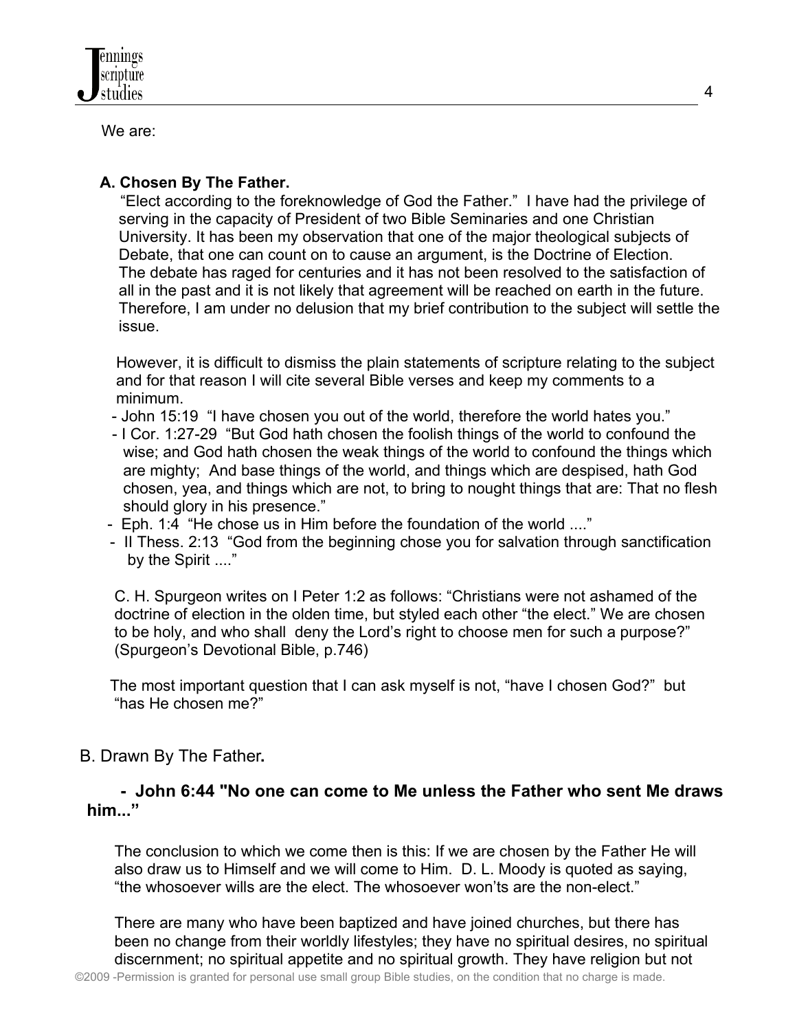We are:

**A. Chosen By The Father.**

"Elect according to the foreknowledge of God the Father." I have had the privilege of serving in the capacity of President of two Bible Seminaries and one Christian University. It has been my observation that one of the major theological subjects of Debate, that one can count on to cause an argument, is the Doctrine of Election. The debate has raged for centuries and it has not been resolved to the satisfaction of all in the past and it is not likely that agreement will be reached on earth in the future. Therefore, I am under no delusion that my brief contribution to the subject will settle the issue.

However, it is difficult to dismiss the plain statements of scripture relating to the subject and for that reason I will cite several Bible verses and keep my comments to a minimum.

- John 15:19 "I have chosen you out of the world, therefore the world hates you."
- I Cor. 1:27-29 "But God hath chosen the foolish things of the world to confound the wise; and God hath chosen the weak things of the world to confound the things which are mighty; And base things of the world, and things which are despised, hath God chosen, yea, and things which are not, to bring to nought things that are: That no flesh should glory in his presence."
- Eph. 1:4 "He chose us in Him before the foundation of the world ...."
- II Thess. 2:13 "God from the beginning chose you for salvation through sanctification by the Spirit ...."

C. H. Spurgeon writes on I Peter 1:2 as follows: "Christians were not ashamed of the doctrine of election in the olden time, but styled each other "the elect." We are chosen to be holy, and who shall deny the Lord's right to choose men for such a purpose?" (Spurgeon's Devotional Bible, p.746)

The most important question that I can ask myself is not, "have I chosen God?" but "has He chosen me?"

B. Drawn By The Father**.**

**- John 6:44 "No one can come to Me unless the Father who sent Me draws him..."**

The conclusion to which we come then is this: If we are chosen by the Father He will also draw us to Himself and we will come to Him. D. L. Moody is quoted as saying, "the whosoever wills are the elect. The whosoever won'ts are the non-elect."

There are many who have been baptized and have joined churches, but there has been no change from their worldly lifestyles; they have no spiritual desires, no spiritual discernment; no spiritual appetite and no spiritual growth. They have religion but not

©2009 -Permission is granted for personal use small group Bible studies, on the condition that no charge is made.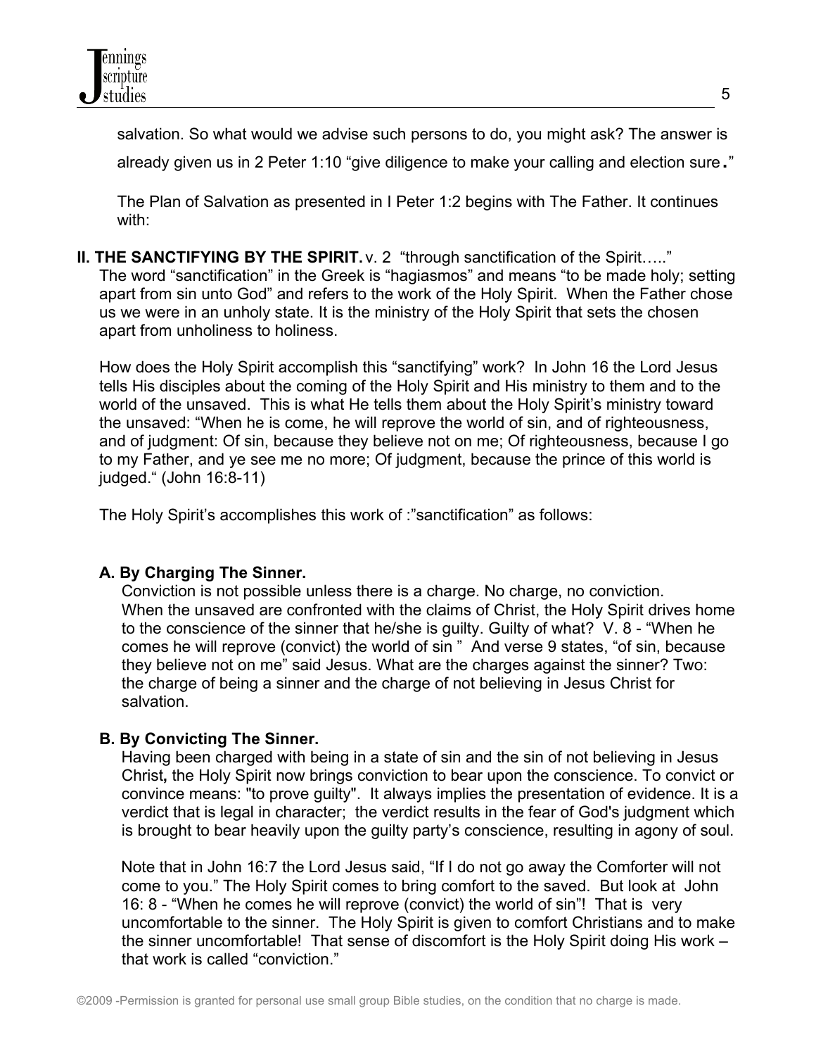salvation. So what would we advise such persons to do, you might ask? The answer is already given us in 2 Peter 1:10 "give diligence to make your calling and election sure."

The Plan of Salvation as presented in I Peter 1:2 begins with The Father. It continues with:

**II. THE SANCTIFYING BY THE SPIRIT.** v. 2 "through sanctification of the Spirit….."
The word "sanctification" in the Greek is "hagiasmos" and means "to be made holy; setting apart from sin unto God" and refers to the work of the Holy Spirit. When the Father chose us we were in an unholy state. It is the ministry of the Holy Spirit that sets the chosen apart from unholiness to holiness.

How does the Holy Spirit accomplish this "sanctifying" work? In John 16 the Lord Jesus tells His disciples about the coming of the Holy Spirit and His ministry to them and to the world of the unsaved. This is what He tells them about the Holy Spirit's ministry toward the unsaved: "When he is come, he will reprove the world of sin, and of righteousness, and of judgment: Of sin, because they believe not on me; Of righteousness, because I go to my Father, and ye see me no more; Of judgment, because the prince of this world is judged." (John 16:8-11)

The Holy Spirit's accomplishes this work of :"sanctification" as follows:

**A. By Charging The Sinner.**
Conviction is not possible unless there is a charge. No charge, no conviction. When the unsaved are confronted with the claims of Christ, the Holy Spirit drives home to the conscience of the sinner that he/she is guilty. Guilty of what? V. 8 - "When he comes he will reprove (convict) the world of sin " And verse 9 states, "of sin, because they believe not on me" said Jesus. What are the charges against the sinner? Two: the charge of being a sinner and the charge of not believing in Jesus Christ for salvation.

**B. By Convicting The Sinner.**
Having been charged with being in a state of sin and the sin of not believing in Jesus Christ**,** the Holy Spirit now brings conviction to bear upon the conscience. To convict or convince means: "to prove guilty". It always implies the presentation of evidence. It is a verdict that is legal in character; the verdict results in the fear of God's judgment which is brought to bear heavily upon the guilty party's conscience, resulting in agony of soul.

Note that in John 16:7 the Lord Jesus said, "If I do not go away the Comforter will not come to you." The Holy Spirit comes to bring comfort to the saved. But look at John 16: 8 - "When he comes he will reprove (convict) the world of sin"! That is very uncomfortable to the sinner. The Holy Spirit is given to comfort Christians and to make the sinner uncomfortable! That sense of discomfort is the Holy Spirit doing His work – that work is called "conviction."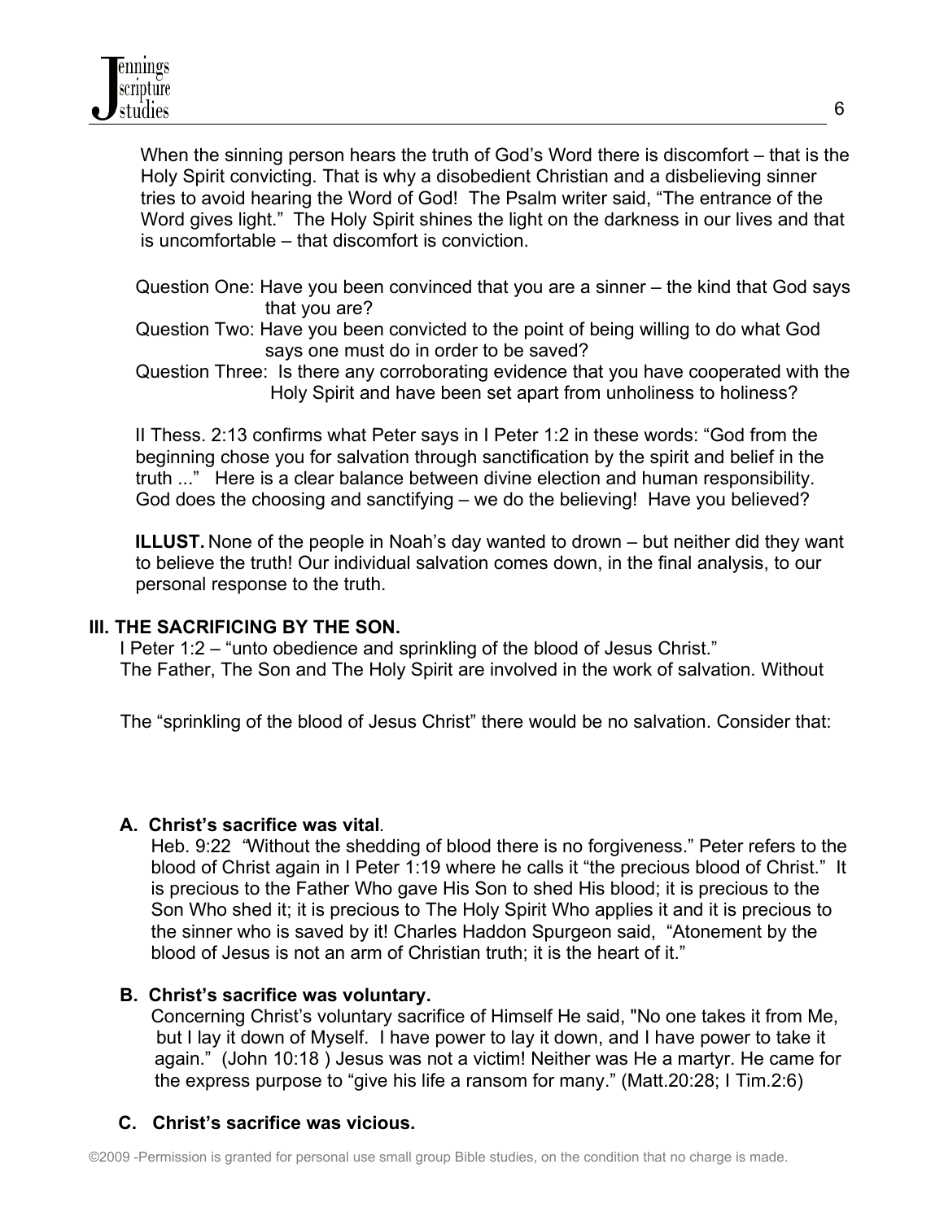When the sinning person hears the truth of God's Word there is discomfort – that is the Holy Spirit convicting. That is why a disobedient Christian and a disbelieving sinner tries to avoid hearing the Word of God! The Psalm writer said, "The entrance of the Word gives light." The Holy Spirit shines the light on the darkness in our lives and that is uncomfortable – that discomfort is conviction.

Question One: Have you been convinced that you are a sinner – the kind that God says that you are?

Question Two: Have you been convicted to the point of being willing to do what God says one must do in order to be saved?

Question Three: Is there any corroborating evidence that you have cooperated with the Holy Spirit and have been set apart from unholiness to holiness?

II Thess. 2:13 confirms what Peter says in I Peter 1:2 in these words: "God from the beginning chose you for salvation through sanctification by the spirit and belief in the truth ..." Here is a clear balance between divine election and human responsibility. God does the choosing and sanctifying – we do the believing! Have you believed?

**ILLUST.** None of the people in Noah's day wanted to drown – but neither did they want to believe the truth! Our individual salvation comes down, in the final analysis, to our personal response to the truth.

## III. THE SACRIFICING BY THE SON.

I Peter 1:2 – "unto obedience and sprinkling of the blood of Jesus Christ."
The Father, The Son and The Holy Spirit are involved in the work of salvation. Without

The "sprinkling of the blood of Jesus Christ" there would be no salvation. Consider that:

### A. Christ's sacrifice was vital.

Heb. 9:22 "Without the shedding of blood there is no forgiveness." Peter refers to the blood of Christ again in I Peter 1:19 where he calls it "the precious blood of Christ." It is precious to the Father Who gave His Son to shed His blood; it is precious to the Son Who shed it; it is precious to The Holy Spirit Who applies it and it is precious to the sinner who is saved by it! Charles Haddon Spurgeon said, "Atonement by the blood of Jesus is not an arm of Christian truth; it is the heart of it."

### B. Christ's sacrifice was voluntary.

Concerning Christ's voluntary sacrifice of Himself He said, "No one takes it from Me, but I lay it down of Myself. I have power to lay it down, and I have power to take it again." (John 10:18 ) Jesus was not a victim! Neither was He a martyr. He came for the express purpose to "give his life a ransom for many." (Matt.20:28; I Tim.2:6)

### C. Christ's sacrifice was vicious.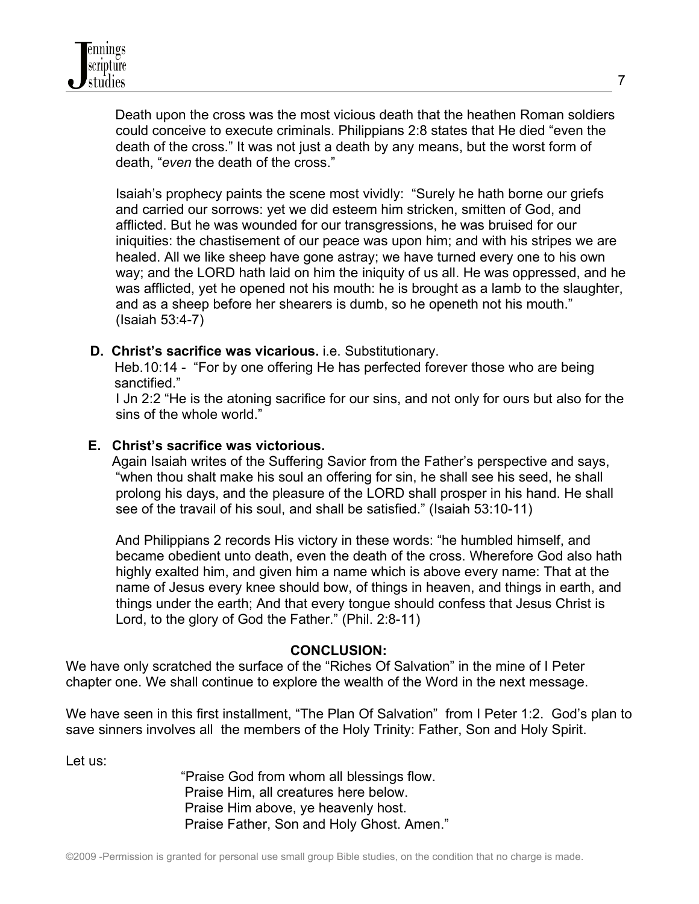Death upon the cross was the most vicious death that the heathen Roman soldiers could conceive to execute criminals. Philippians 2:8 states that He died "even the death of the cross." It was not just a death by any means, but the worst form of death, "*even* the death of the cross."

Isaiah's prophecy paints the scene most vividly: "Surely he hath borne our griefs and carried our sorrows: yet we did esteem him stricken, smitten of God, and afflicted. But he was wounded for our transgressions, he was bruised for our iniquities: the chastisement of our peace was upon him; and with his stripes we are healed. All we like sheep have gone astray; we have turned every one to his own way; and the LORD hath laid on him the iniquity of us all. He was oppressed, and he was afflicted, yet he opened not his mouth: he is brought as a lamb to the slaughter, and as a sheep before her shearers is dumb, so he openeth not his mouth." (Isaiah 53:4-7)

**D. Christ's sacrifice was vicarious.** i.e. Substitutionary.

Heb.10:14 - "For by one offering He has perfected forever those who are being sanctified."

I Jn 2:2 "He is the atoning sacrifice for our sins, and not only for ours but also for the sins of the whole world."

**E. Christ's sacrifice was victorious.**

Again Isaiah writes of the Suffering Savior from the Father's perspective and says, "when thou shalt make his soul an offering for sin, he shall see his seed, he shall prolong his days, and the pleasure of the LORD shall prosper in his hand. He shall see of the travail of his soul, and shall be satisfied." (Isaiah 53:10-11)

And Philippians 2 records His victory in these words: "he humbled himself, and became obedient unto death, even the death of the cross. Wherefore God also hath highly exalted him, and given him a name which is above every name: That at the name of Jesus every knee should bow, of things in heaven, and things in earth, and things under the earth; And that every tongue should confess that Jesus Christ is Lord, to the glory of God the Father." (Phil. 2:8-11)

**CONCLUSION:**

We have only scratched the surface of the "Riches Of Salvation" in the mine of I Peter chapter one. We shall continue to explore the wealth of the Word in the next message.

We have seen in this first installment, "The Plan Of Salvation" from I Peter 1:2. God's plan to save sinners involves all the members of the Holy Trinity: Father, Son and Holy Spirit.

Let us:

"Praise God from whom all blessings flow.
Praise Him, all creatures here below.
Praise Him above, ye heavenly host.
Praise Father, Son and Holy Ghost. Amen."

©2009 -Permission is granted for personal use small group Bible studies, on the condition that no charge is made.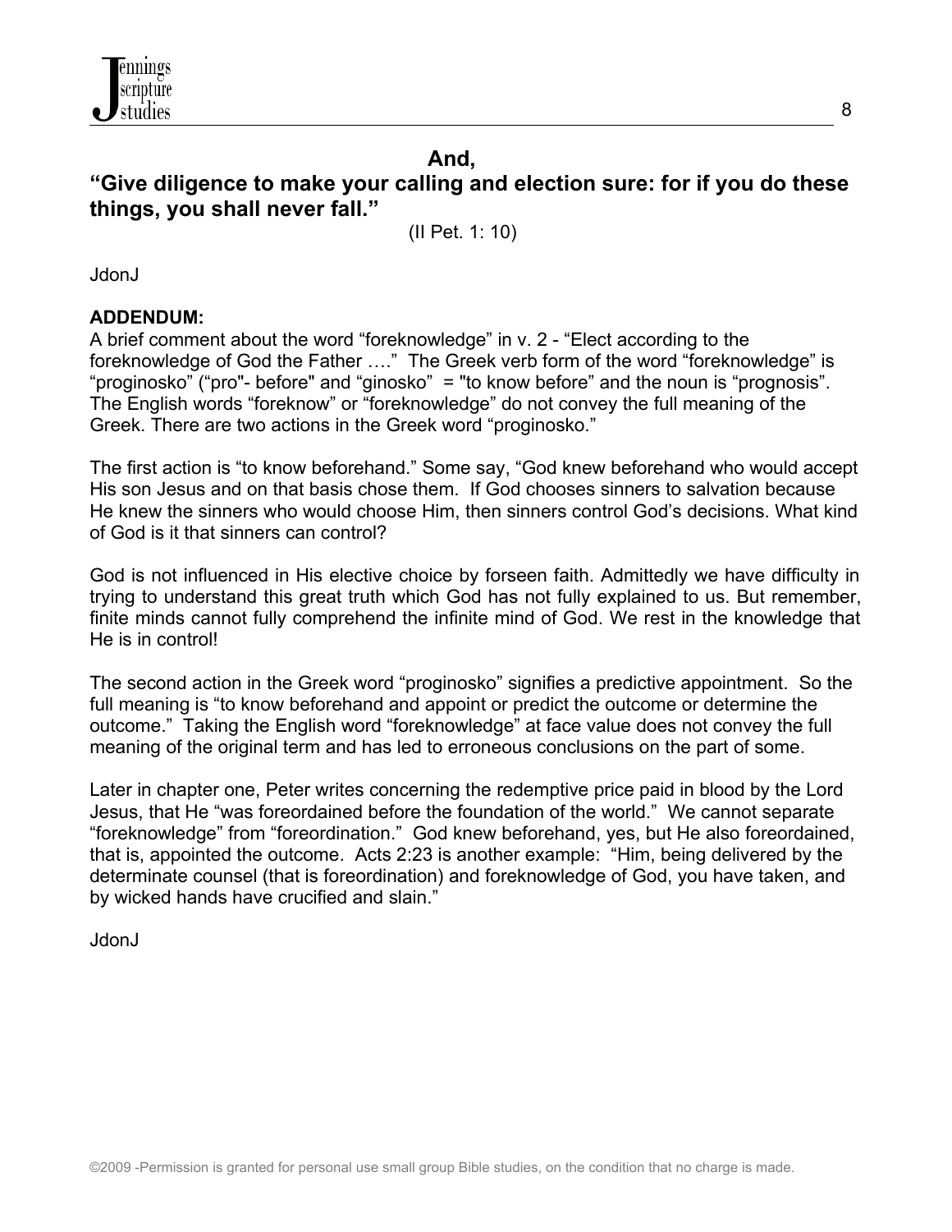**And,**

**“Give diligence to make your calling and election sure: for if you do these things, you shall never fall.”**

(II Pet. 1: 10)

JdonJ

**ADDENDUM:**

A brief comment about the word “foreknowledge” in v. 2 - “Elect according to the foreknowledge of God the Father ….” The Greek verb form of the word “foreknowledge” is “proginosko” (“pro"- before" and “ginosko” = "to know before” and the noun is “prognosis”. The English words “foreknow” or “foreknowledge” do not convey the full meaning of the Greek. There are two actions in the Greek word “proginosko.”

The first action is “to know beforehand.” Some say, “God knew beforehand who would accept His son Jesus and on that basis chose them. If God chooses sinners to salvation because He knew the sinners who would choose Him, then sinners control God’s decisions. What kind of God is it that sinners can control?

God is not influenced in His elective choice by forseen faith. Admittedly we have difficulty in trying to understand this great truth which God has not fully explained to us. But remember, finite minds cannot fully comprehend the infinite mind of God. We rest in the knowledge that He is in control!

The second action in the Greek word “proginosko” signifies a predictive appointment. So the full meaning is “to know beforehand and appoint or predict the outcome or determine the outcome.” Taking the English word “foreknowledge” at face value does not convey the full meaning of the original term and has led to erroneous conclusions on the part of some.

Later in chapter one, Peter writes concerning the redemptive price paid in blood by the Lord Jesus, that He “was foreordained before the foundation of the world.” We cannot separate “foreknowledge” from “foreordination.” God knew beforehand, yes, but He also foreordained, that is, appointed the outcome. Acts 2:23 is another example: “Him, being delivered by the determinate counsel (that is foreordination) and foreknowledge of God, you have taken, and by wicked hands have crucified and slain.”

JdonJ

©2009 -Permission is granted for personal use small group Bible studies, on the condition that no charge is made.